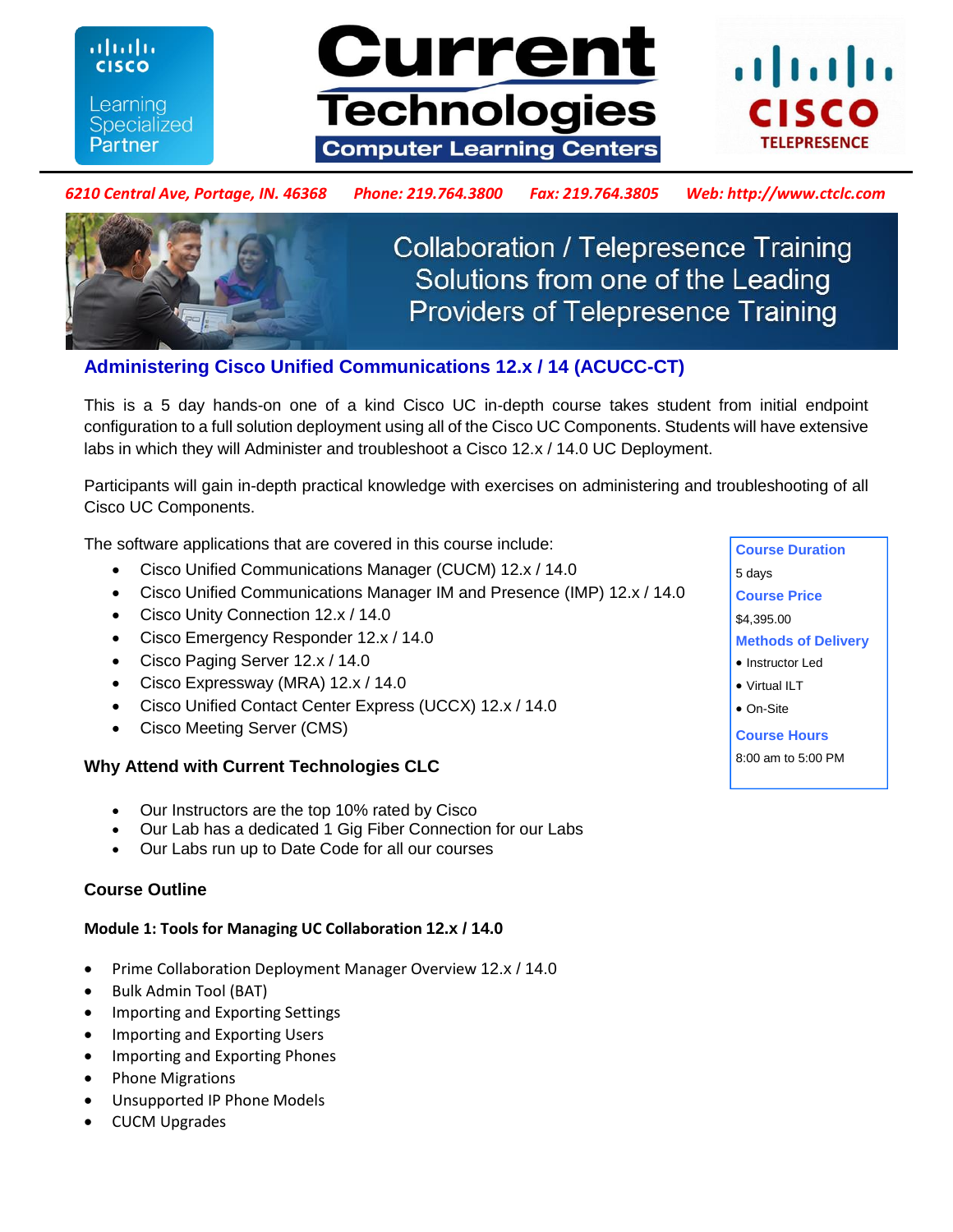Cisco Learning Specialized Partner

# Current Technologies
**Computer Learning Centers**

Cisco TelePresence

*6210 Central Ave, Portage, IN. 46368 Phone: 219.764.3800 Fax: 219.764.3805 Web: http://www.ctclc.com*

Collaboration / Telepresence Training Solutions from one of the Leading Providers of Telepresence Training

## Administering Cisco Unified Communications 12.x / 14 (ACUCC-CT)

This is a 5 day hands-on one of a kind Cisco UC in-depth course takes student from initial endpoint configuration to a full solution deployment using all of the Cisco UC Components. Students will have extensive labs in which they will Administer and troubleshoot a Cisco 12.x / 14.0 UC Deployment.

Participants will gain in-depth practical knowledge with exercises on administering and troubleshooting of all Cisco UC Components.

The software applications that are covered in this course include:

- Cisco Unified Communications Manager (CUCM) 12.x / 14.0
- Cisco Unified Communications Manager IM and Presence (IMP) 12.x / 14.0
- Cisco Unity Connection 12.x / 14.0
- Cisco Emergency Responder 12.x / 14.0
- Cisco Paging Server 12.x / 14.0
- Cisco Expressway (MRA) 12.x / 14.0
- Cisco Unified Contact Center Express (UCCX) 12.x / 14.0
- Cisco Meeting Server (CMS)

**Course Duration**
5 days

**Course Price**
$4,395.00

**Methods of Delivery**
- Instructor Led
- Virtual ILT
- On-Site

**Course Hours**
8:00 am to 5:00 PM

### Why Attend with Current Technologies CLC

- Our Instructors are the top 10% rated by Cisco
- Our Lab has a dedicated 1 Gig Fiber Connection for our Labs
- Our Labs run up to Date Code for all our courses

### Course Outline

#### Module 1: Tools for Managing UC Collaboration 12.x / 14.0

- Prime Collaboration Deployment Manager Overview 12.x / 14.0
- Bulk Admin Tool (BAT)
- Importing and Exporting Settings
- Importing and Exporting Users
- Importing and Exporting Phones
- Phone Migrations
- Unsupported IP Phone Models
- CUCM Upgrades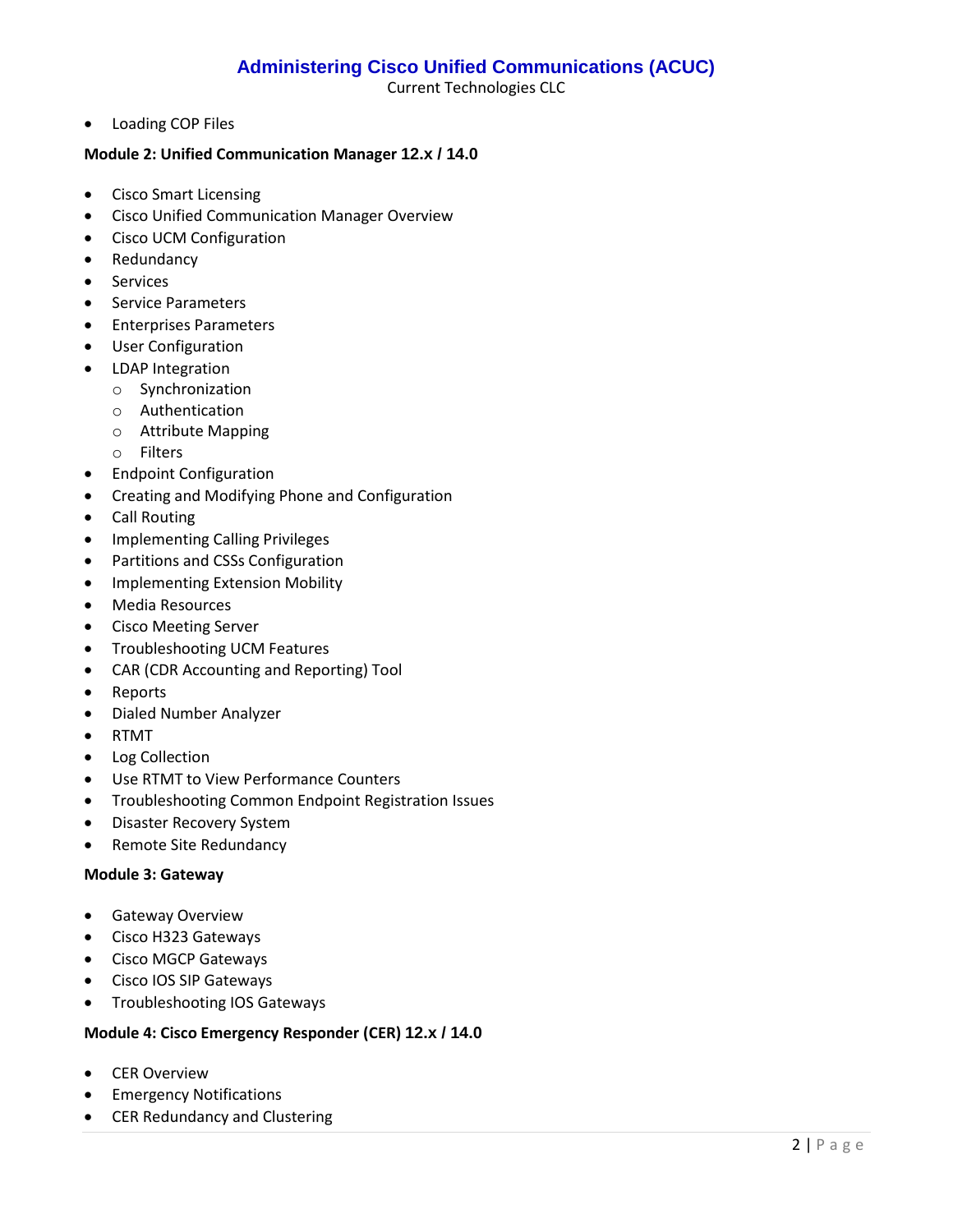- Loading COP Files

**Module 2: Unified Communication Manager 12.x / 14.0**

- Cisco Smart Licensing
- Cisco Unified Communication Manager Overview
- Cisco UCM Configuration
- Redundancy
- Services
- Service Parameters
- Enterprises Parameters
- User Configuration
- LDAP Integration
    - Synchronization
    - Authentication
    - Attribute Mapping
    - Filters
- Endpoint Configuration
- Creating and Modifying Phone and Configuration
- Call Routing
- Implementing Calling Privileges
- Partitions and CSSs Configuration
- Implementing Extension Mobility
- Media Resources
- Cisco Meeting Server
- Troubleshooting UCM Features
- CAR (CDR Accounting and Reporting) Tool
- Reports
- Dialed Number Analyzer
- RTMT
- Log Collection
- Use RTMT to View Performance Counters
- Troubleshooting Common Endpoint Registration Issues
- Disaster Recovery System
- Remote Site Redundancy

**Module 3: Gateway**

- Gateway Overview
- Cisco H323 Gateways
- Cisco MGCP Gateways
- Cisco IOS SIP Gateways
- Troubleshooting IOS Gateways

**Module 4: Cisco Emergency Responder (CER) 12.x / 14.0**

- CER Overview
- Emergency Notifications
- CER Redundancy and Clustering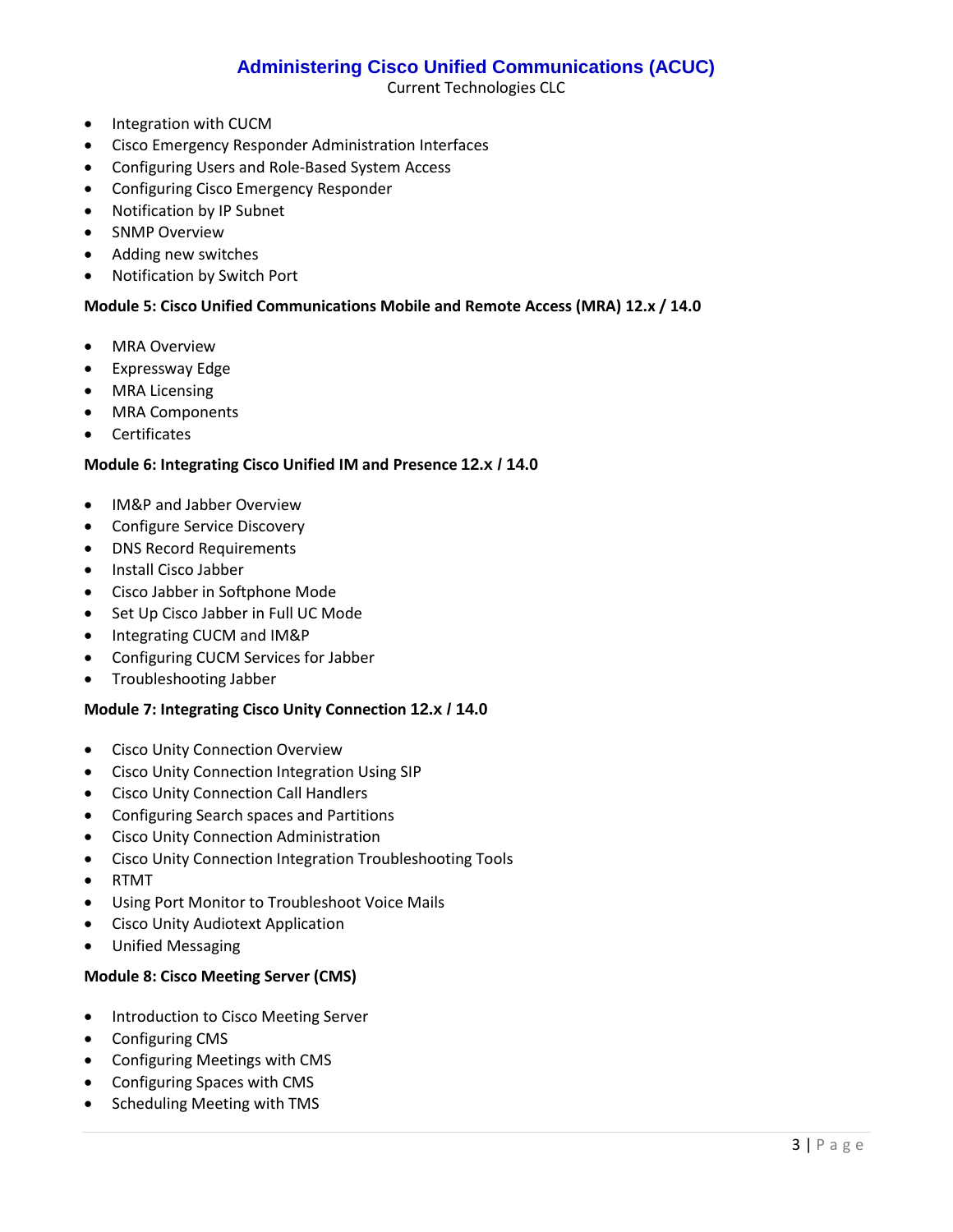- Integration with CUCM
- Cisco Emergency Responder Administration Interfaces
- Configuring Users and Role-Based System Access
- Configuring Cisco Emergency Responder
- Notification by IP Subnet
- SNMP Overview
- Adding new switches
- Notification by Switch Port

**Module 5: Cisco Unified Communications Mobile and Remote Access (MRA) 12.x / 14.0**

- MRA Overview
- Expressway Edge
- MRA Licensing
- MRA Components
- Certificates

**Module 6: Integrating Cisco Unified IM and Presence 12.x / 14.0**

- IM&P and Jabber Overview
- Configure Service Discovery
- DNS Record Requirements
- Install Cisco Jabber
- Cisco Jabber in Softphone Mode
- Set Up Cisco Jabber in Full UC Mode
- Integrating CUCM and IM&P
- Configuring CUCM Services for Jabber
- Troubleshooting Jabber

**Module 7: Integrating Cisco Unity Connection 12.x / 14.0**

- Cisco Unity Connection Overview
- Cisco Unity Connection Integration Using SIP
- Cisco Unity Connection Call Handlers
- Configuring Search spaces and Partitions
- Cisco Unity Connection Administration
- Cisco Unity Connection Integration Troubleshooting Tools
- RTMT
- Using Port Monitor to Troubleshoot Voice Mails
- Cisco Unity Audiotext Application
- Unified Messaging

**Module 8: Cisco Meeting Server (CMS)**

- Introduction to Cisco Meeting Server
- Configuring CMS
- Configuring Meetings with CMS
- Configuring Spaces with CMS
- Scheduling Meeting with TMS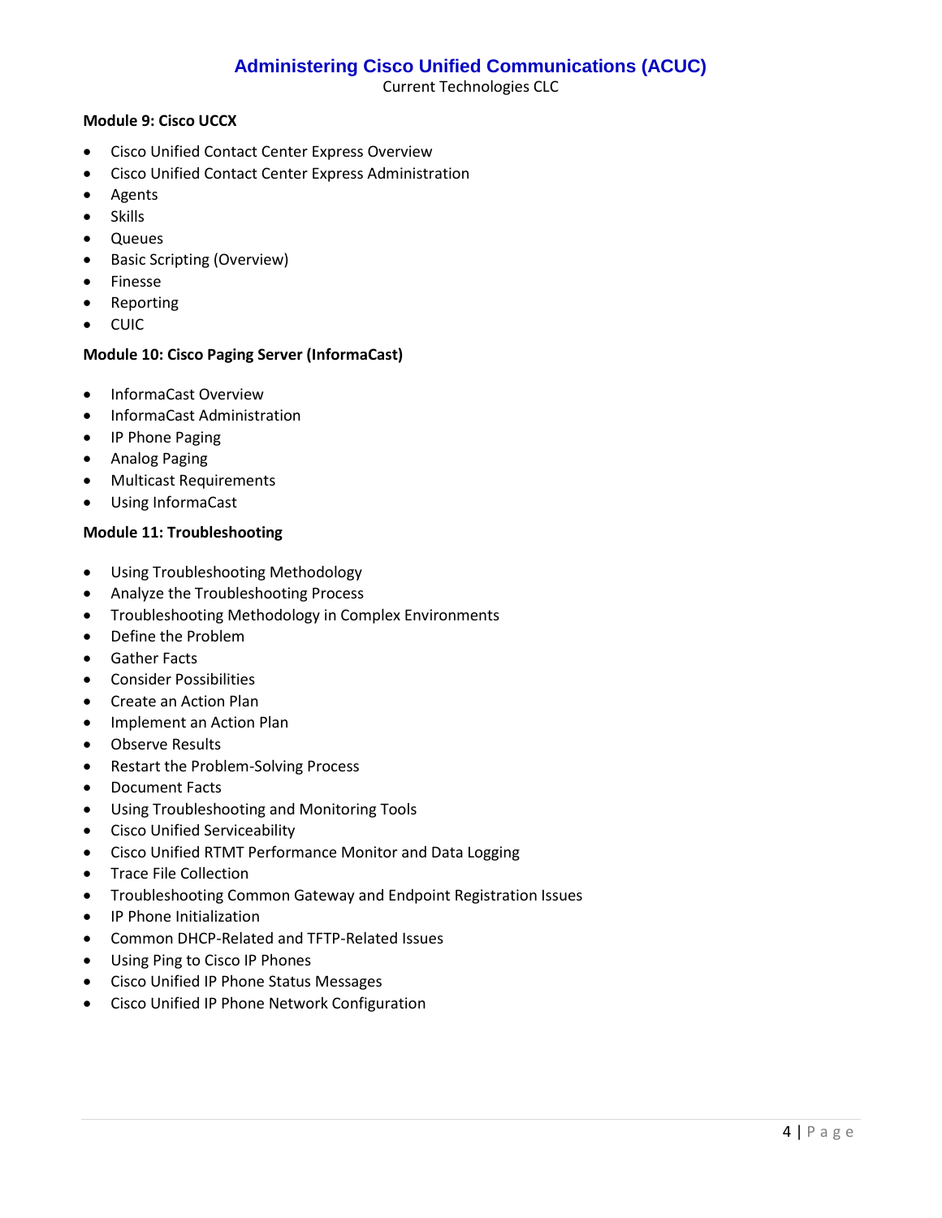### Module 9: Cisco UCCX

- Cisco Unified Contact Center Express Overview
- Cisco Unified Contact Center Express Administration
- Agents
- Skills
- Queues
- Basic Scripting (Overview)
- Finesse
- Reporting
- CUIC

### Module 10: Cisco Paging Server (InformaCast)

- InformaCast Overview
- InformaCast Administration
- IP Phone Paging
- Analog Paging
- Multicast Requirements
- Using InformaCast

### Module 11: Troubleshooting

- Using Troubleshooting Methodology
- Analyze the Troubleshooting Process
- Troubleshooting Methodology in Complex Environments
- Define the Problem
- Gather Facts
- Consider Possibilities
- Create an Action Plan
- Implement an Action Plan
- Observe Results
- Restart the Problem-Solving Process
- Document Facts
- Using Troubleshooting and Monitoring Tools
- Cisco Unified Serviceability
- Cisco Unified RTMT Performance Monitor and Data Logging
- Trace File Collection
- Troubleshooting Common Gateway and Endpoint Registration Issues
- IP Phone Initialization
- Common DHCP-Related and TFTP-Related Issues
- Using Ping to Cisco IP Phones
- Cisco Unified IP Phone Status Messages
- Cisco Unified IP Phone Network Configuration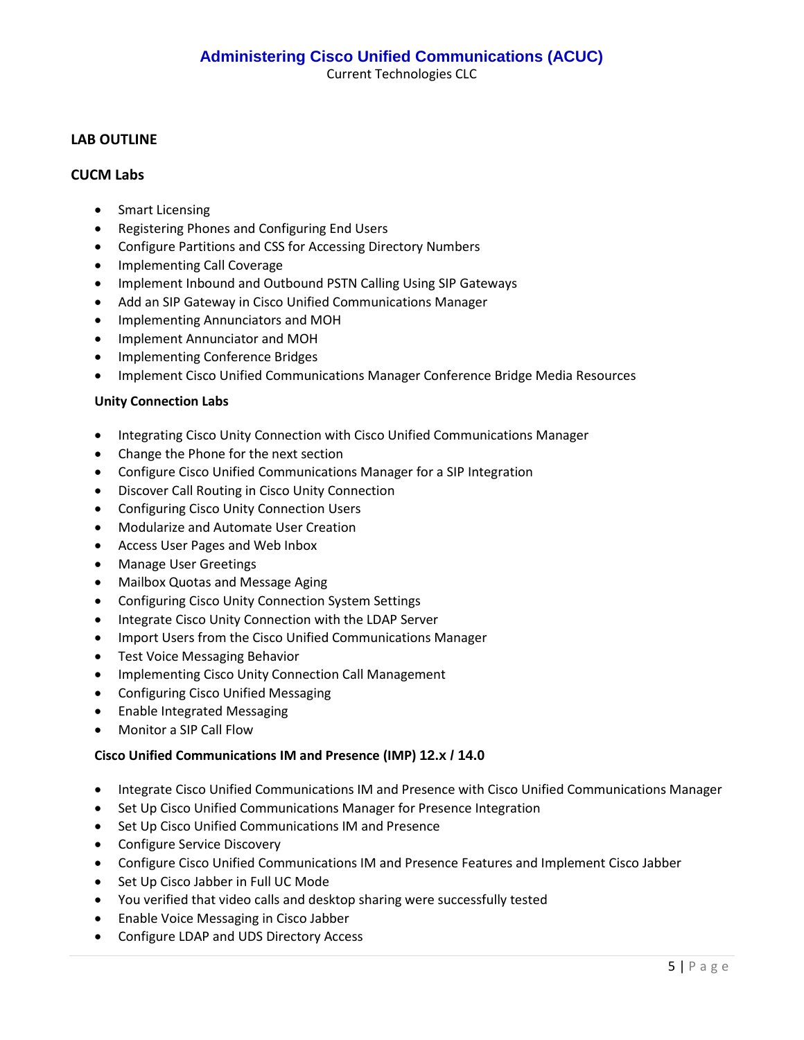# Administering Cisco Unified Communications (ACUC)

Current Technologies CLC

## LAB OUTLINE

### CUCM Labs

- Smart Licensing
- Registering Phones and Configuring End Users
- Configure Partitions and CSS for Accessing Directory Numbers
- Implementing Call Coverage
- Implement Inbound and Outbound PSTN Calling Using SIP Gateways
- Add an SIP Gateway in Cisco Unified Communications Manager
- Implementing Annunciators and MOH
- Implement Annunciator and MOH
- Implementing Conference Bridges
- Implement Cisco Unified Communications Manager Conference Bridge Media Resources

### Unity Connection Labs

- Integrating Cisco Unity Connection with Cisco Unified Communications Manager
- Change the Phone for the next section
- Configure Cisco Unified Communications Manager for a SIP Integration
- Discover Call Routing in Cisco Unity Connection
- Configuring Cisco Unity Connection Users
- Modularize and Automate User Creation
- Access User Pages and Web Inbox
- Manage User Greetings
- Mailbox Quotas and Message Aging
- Configuring Cisco Unity Connection System Settings
- Integrate Cisco Unity Connection with the LDAP Server
- Import Users from the Cisco Unified Communications Manager
- Test Voice Messaging Behavior
- Implementing Cisco Unity Connection Call Management
- Configuring Cisco Unified Messaging
- Enable Integrated Messaging
- Monitor a SIP Call Flow

### Cisco Unified Communications IM and Presence (IMP) 12.x / 14.0

- Integrate Cisco Unified Communications IM and Presence with Cisco Unified Communications Manager
- Set Up Cisco Unified Communications Manager for Presence Integration
- Set Up Cisco Unified Communications IM and Presence
- Configure Service Discovery
- Configure Cisco Unified Communications IM and Presence Features and Implement Cisco Jabber
- Set Up Cisco Jabber in Full UC Mode
- You verified that video calls and desktop sharing were successfully tested
- Enable Voice Messaging in Cisco Jabber
- Configure LDAP and UDS Directory Access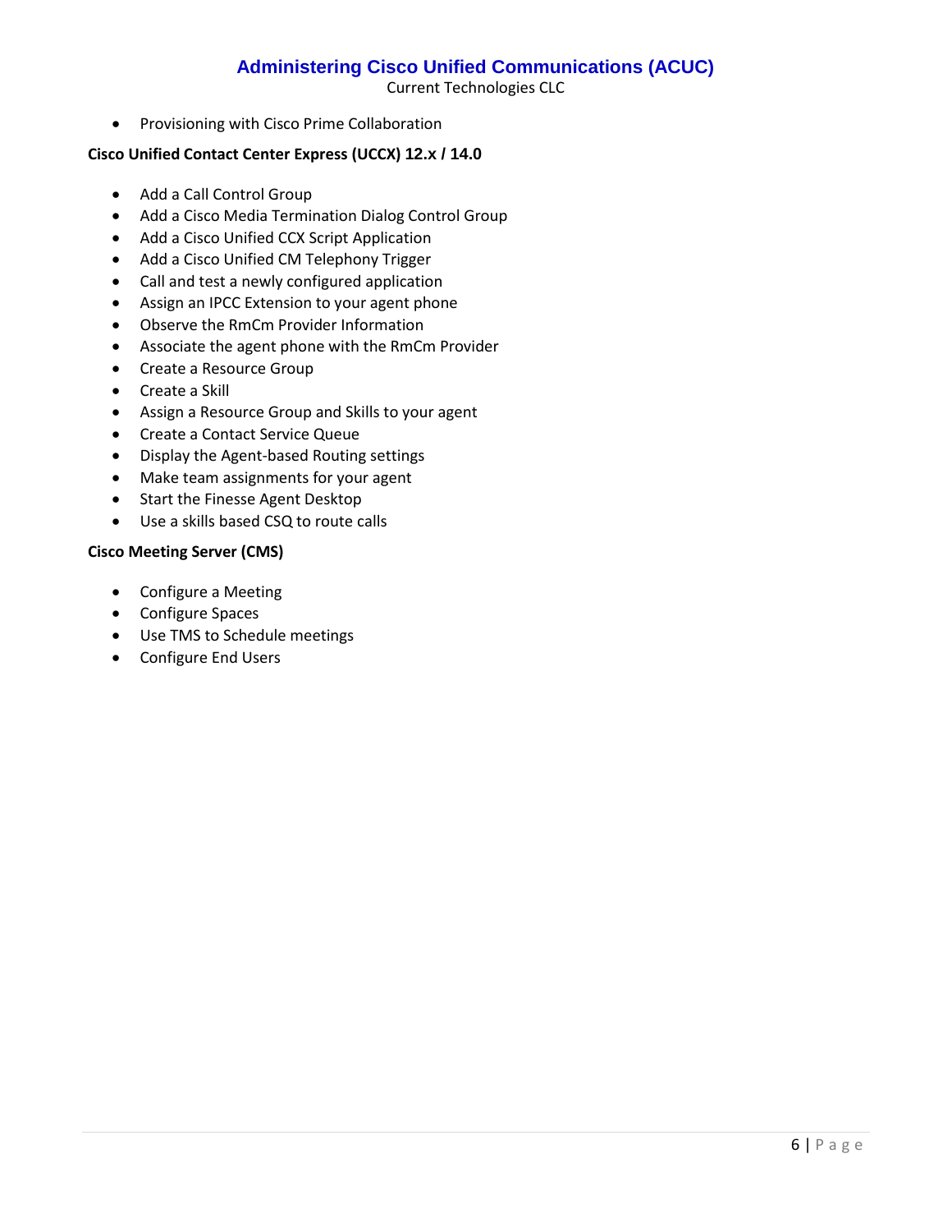- Provisioning with Cisco Prime Collaboration

**Cisco Unified Contact Center Express (UCCX) 12.x / 14.0**

- Add a Call Control Group
- Add a Cisco Media Termination Dialog Control Group
- Add a Cisco Unified CCX Script Application
- Add a Cisco Unified CM Telephony Trigger
- Call and test a newly configured application
- Assign an IPCC Extension to your agent phone
- Observe the RmCm Provider Information
- Associate the agent phone with the RmCm Provider
- Create a Resource Group
- Create a Skill
- Assign a Resource Group and Skills to your agent
- Create a Contact Service Queue
- Display the Agent-based Routing settings
- Make team assignments for your agent
- Start the Finesse Agent Desktop
- Use a skills based CSQ to route calls

**Cisco Meeting Server (CMS)**

- Configure a Meeting
- Configure Spaces
- Use TMS to Schedule meetings
- Configure End Users